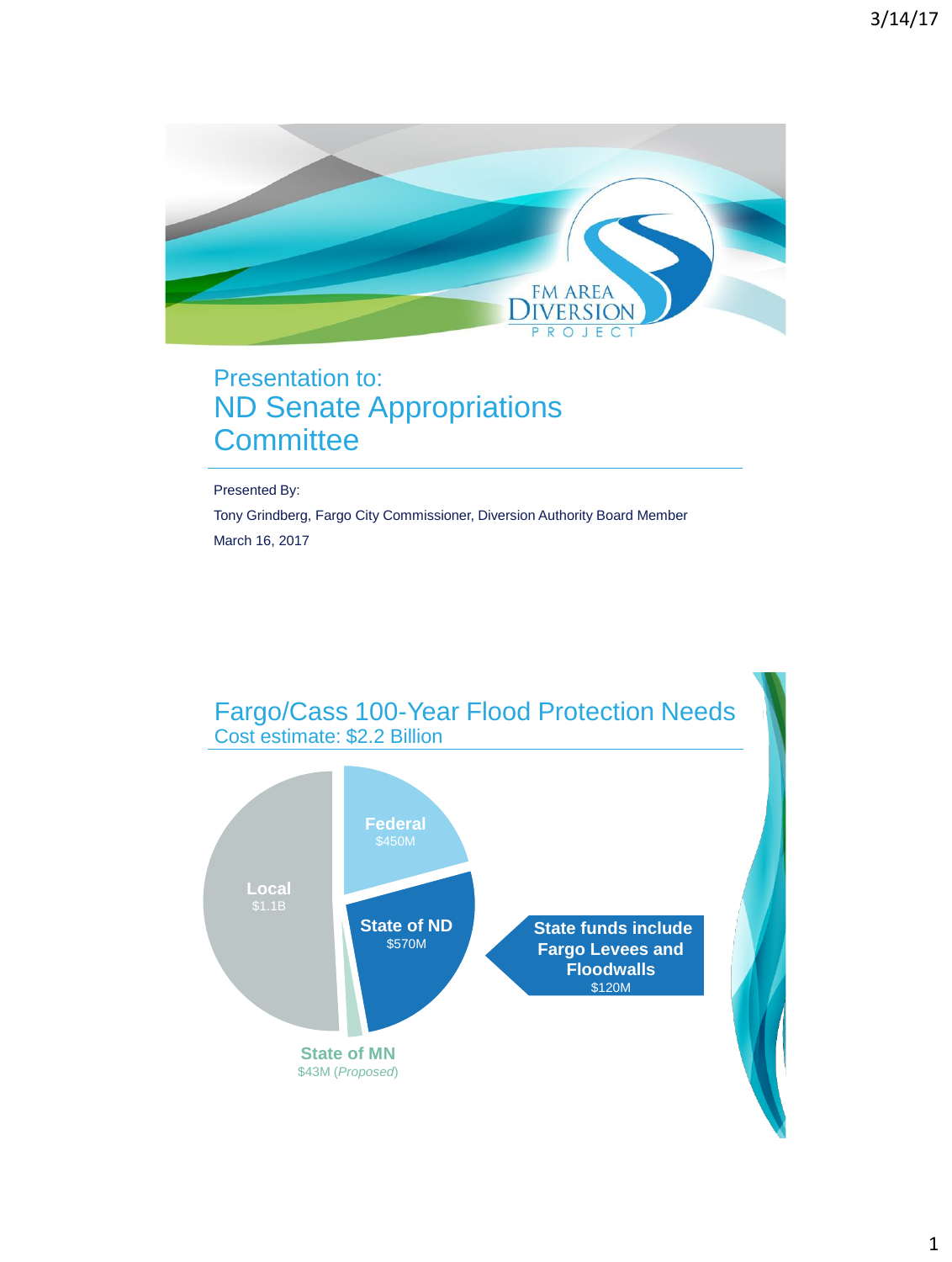# Presentation to:
# ND Senate Appropriations Committee

Presented By:

Tony Grindberg, Fargo City Commissioner, Diversion Authority Board Member

March 16, 2017

## Fargo/Cass 100-Year Flood Protection Needs

Cost estimate: $2.2 Billion

**Federal**
$450M

**Local**
$1.1B

**State of ND**
$570M

**State of MN**
$43M (*Proposed*)

**State funds include Fargo Levees and Floodwalls**
$120M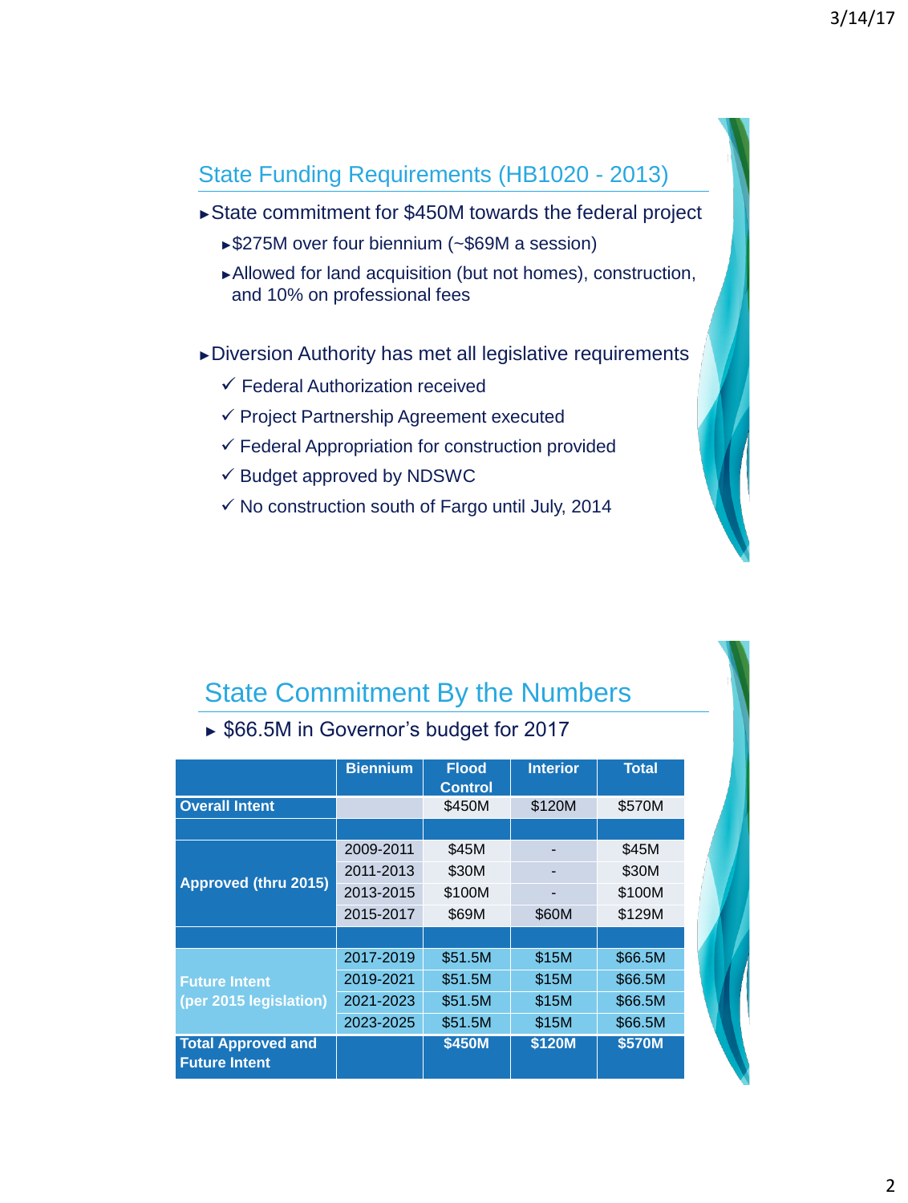## State Funding Requirements (HB1020 - 2013)

- State commitment for $450M towards the federal project
  - $275M over four biennium (~$69M a session)
  - Allowed for land acquisition (but not homes), construction, and 10% on professional fees

- Diversion Authority has met all legislative requirements
  - ✓ Federal Authorization received
  - ✓ Project Partnership Agreement executed
  - ✓ Federal Appropriation for construction provided
  - ✓ Budget approved by NDSWC
  - ✓ No construction south of Fargo until July, 2014

## State Commitment By the Numbers

- $66.5M in Governor's budget for 2017

| | Biennium | Flood Control | Interior | Total |
|---|---|---|---|---|
| **Overall Intent** | | $450M | $120M | $570M |
| | | | | |
| **Approved (thru 2015)** | 2009-2011 | $45M | - | $45M |
| | 2011-2013 | $30M | - | $30M |
| | 2013-2015 | $100M | - | $100M |
| | 2015-2017 | $69M | $60M | $129M |
| | | | | |
| **Future Intent (per 2015 legislation)** | 2017-2019 | $51.5M | $15M | $66.5M |
| | 2019-2021 | $51.5M | $15M | $66.5M |
| | 2021-2023 | $51.5M | $15M | $66.5M |
| | 2023-2025 | $51.5M | $15M | $66.5M |
| **Total Approved and Future Intent** | | **$450M** | **$120M** | **$570M** |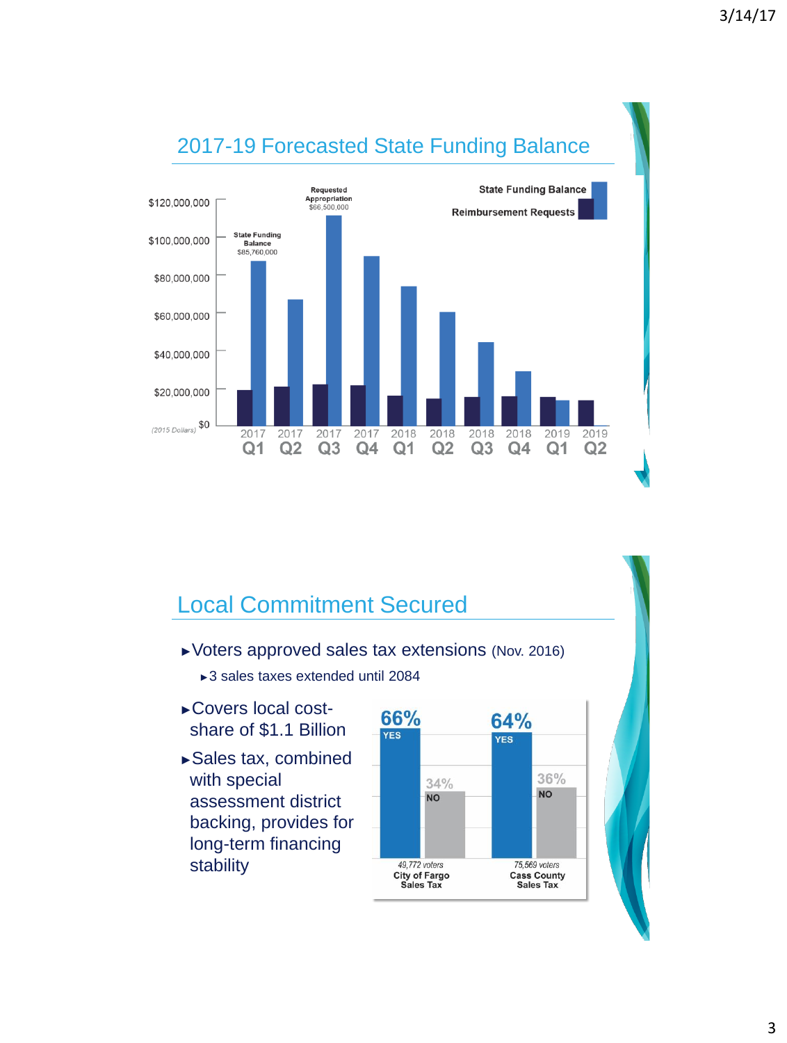## 2017-19 Forecasted State Funding Balance

State Funding Balance
Reimbursement Requests

$120,000,000
$100,000,000
$80,000,000
$60,000,000
$40,000,000
$20,000,000
$0
(2015 Dollars)

State Funding Balance $85,760,000

Requested Appropriation $66,500,000

2017 Q1 | 2017 Q2 | 2017 Q3 | 2017 Q4 | 2018 Q1 | 2018 Q2 | 2018 Q3 | 2018 Q4 | 2019 Q1 | 2019 Q2

## Local Commitment Secured

- Voters approved sales tax extensions (Nov. 2016)
  - 3 sales taxes extended until 2084
- Covers local cost-share of $1.1 Billion
- Sales tax, combined with special assessment district backing, provides for long-term financing stability

| | YES | NO | Voters |
|---|---|---|---|
| City of Fargo Sales Tax | 66% | 34% | 49,772 voters |
| Cass County Sales Tax | 64% | 36% | 75,569 voters |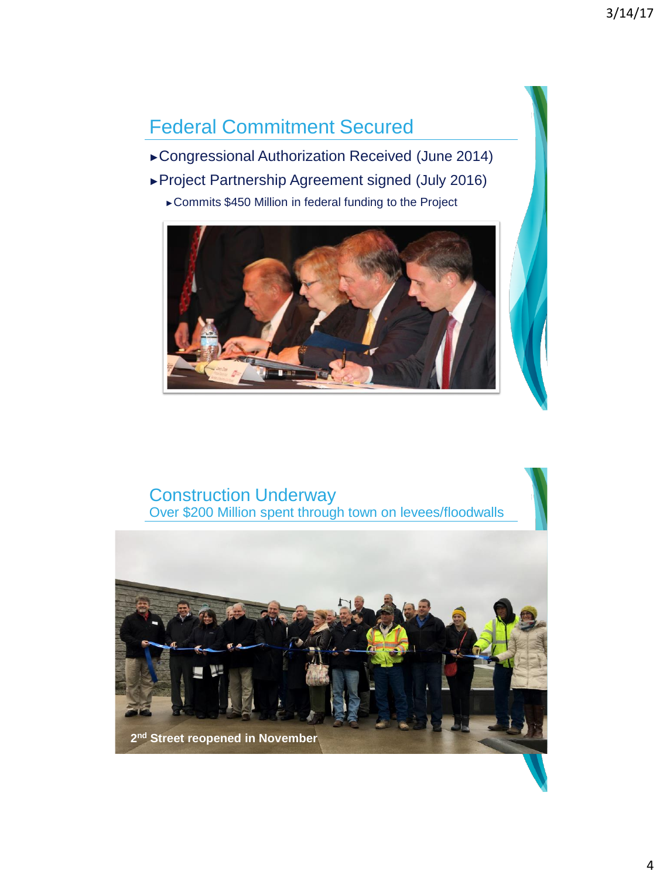## Federal Commitment Secured

- Congressional Authorization Received (June 2014)
- Project Partnership Agreement signed (July 2016)
  - Commits $450 Million in federal funding to the Project

## Construction Underway

Over $200 Million spent through town on levees/floodwalls

2nd Street reopened in November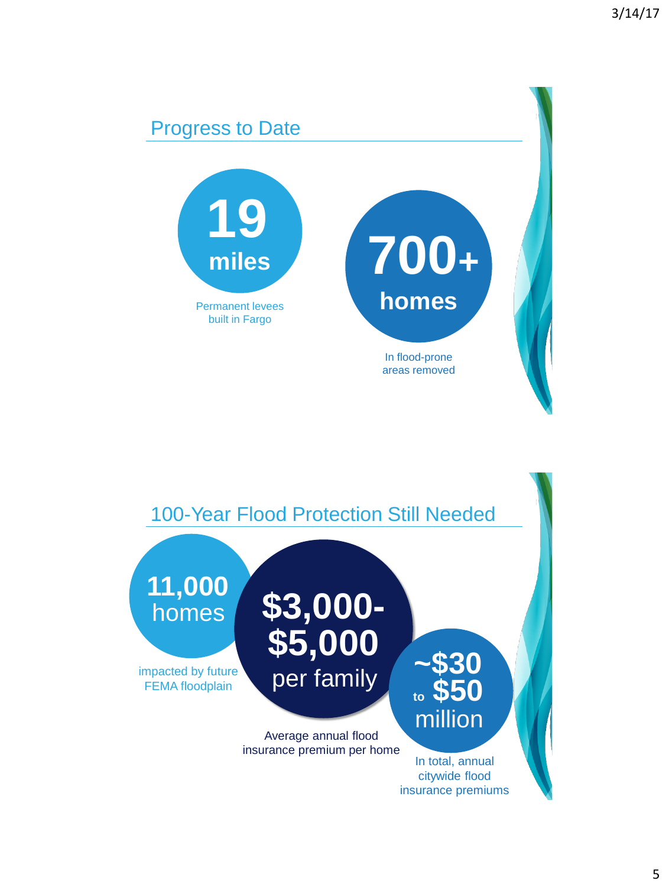## Progress to Date

**19 miles**

Permanent levees built in Fargo

**700+ homes**

In flood-prone areas removed

## 100-Year Flood Protection Still Needed

**11,000** homes

impacted by future FEMA floodplain

**$3,000-$5,000** per family

Average annual flood insurance premium per home

**~$30 to $50** million

In total, annual citywide flood insurance premiums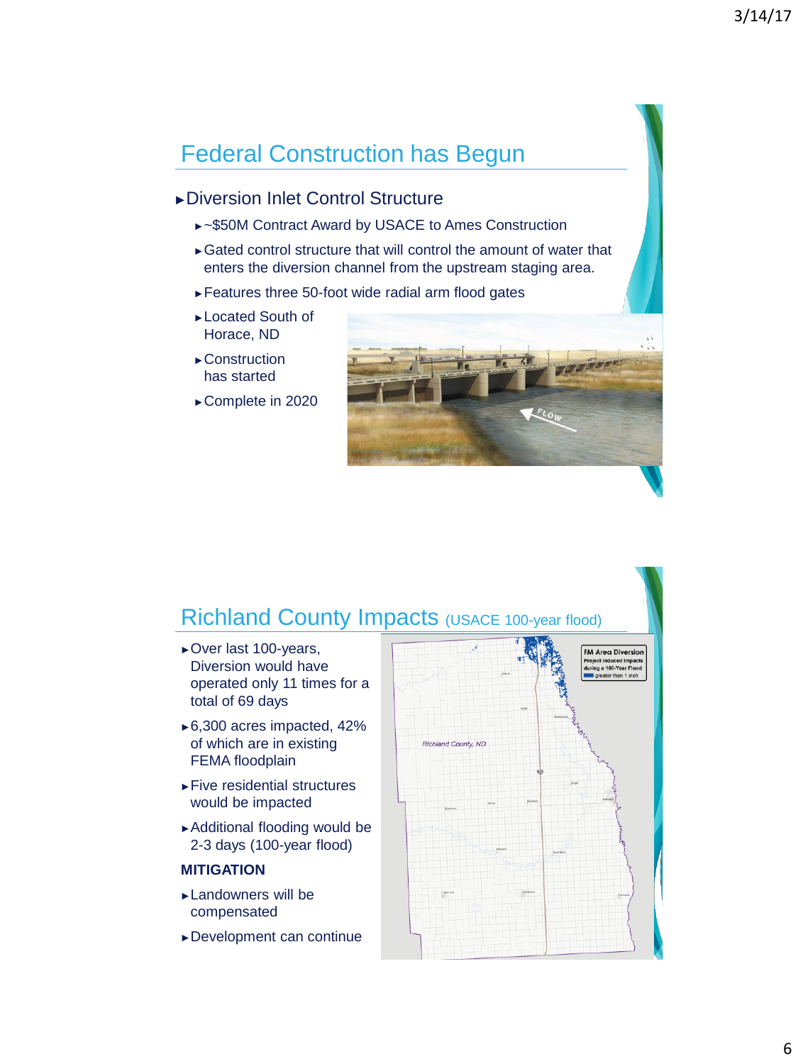## Federal Construction has Begun

- Diversion Inlet Control Structure
  - ~$50M Contract Award by USACE to Ames Construction
  - Gated control structure that will control the amount of water that enters the diversion channel from the upstream staging area.
  - Features three 50-foot wide radial arm flood gates
  - Located South of Horace, ND
  - Construction has started
  - Complete in 2020

## Richland County Impacts (USACE 100-year flood)

- Over last 100-years, Diversion would have operated only 11 times for a total of 69 days
- 6,300 acres impacted, 42% of which are in existing FEMA floodplain
- Five residential structures would be impacted
- Additional flooding would be 2-3 days (100-year flood)

**MITIGATION**

- Landowners will be compensated
- Development can continue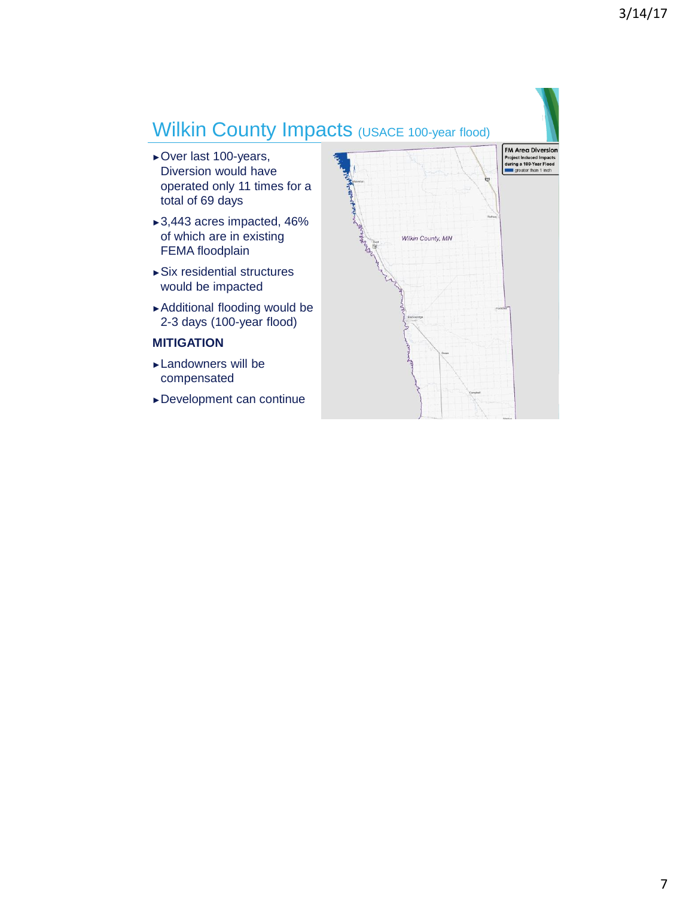# Wilkin County Impacts (USACE 100-year flood)

- Over last 100-years, Diversion would have operated only 11 times for a total of 69 days
- 3,443 acres impacted, 46% of which are in existing FEMA floodplain
- Six residential structures would be impacted
- Additional flooding would be 2-3 days (100-year flood)

**MITIGATION**

- Landowners will be compensated
- Development can continue

FM Area Diversion
Project Induced Impacts during a 100-Year Flood
greater than 1 inch

Wilkin County, MN